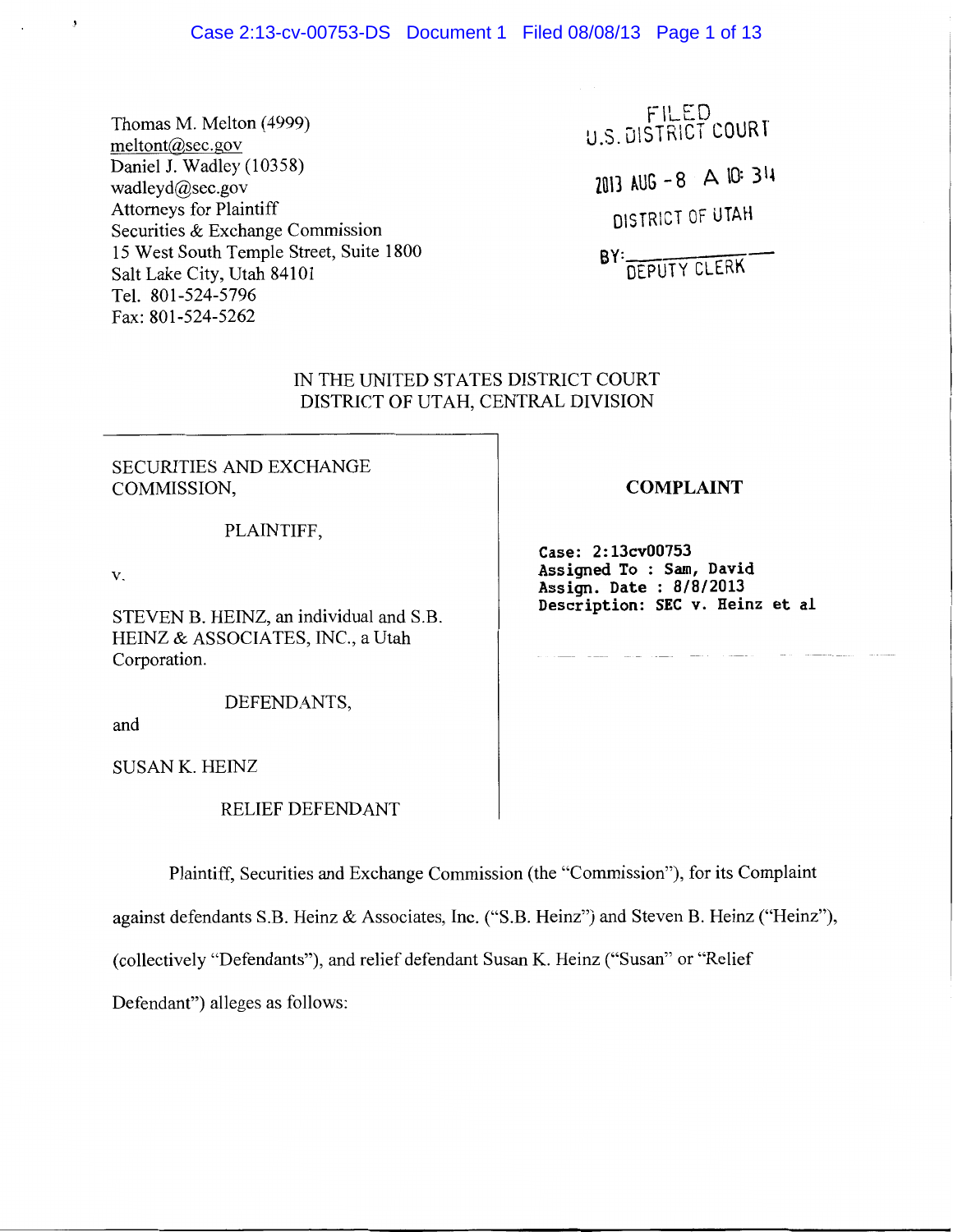Thomas M. Melton (4999)
meltont@sec.gov
Daniel J. Wadley (10358)
wadleyd@sec.gov
Attorneys for Plaintiff
Securities & Exchange Commission
15 West South Temple Street, Suite 1800
Salt Lake City, Utah 84101
Tel. 801-524-5796
Fax: 801-524-5262

FILED
U.S. DISTRICT COURT
2013 AUG -8 A 10: 34
DISTRICT OF UTAH
BY: ______
DEPUTY CLERK

IN THE UNITED STATES DISTRICT COURT
DISTRICT OF UTAH, CENTRAL DIVISION

SECURITIES AND EXCHANGE COMMISSION,

PLAINTIFF,

v.

STEVEN B. HEINZ, an individual and S.B. HEINZ & ASSOCIATES, INC., a Utah Corporation.

DEFENDANTS,

and

SUSAN K. HEINZ

RELIEF DEFENDANT

**COMPLAINT**

Case: 2:13cv00753
Assigned To : Sam, David
Assign. Date : 8/8/2013
Description: SEC v. Heinz et al

Plaintiff, Securities and Exchange Commission (the "Commission"), for its Complaint against defendants S.B. Heinz & Associates, Inc. ("S.B. Heinz") and Steven B. Heinz ("Heinz"), (collectively "Defendants"), and relief defendant Susan K. Heinz ("Susan" or "Relief Defendant") alleges as follows: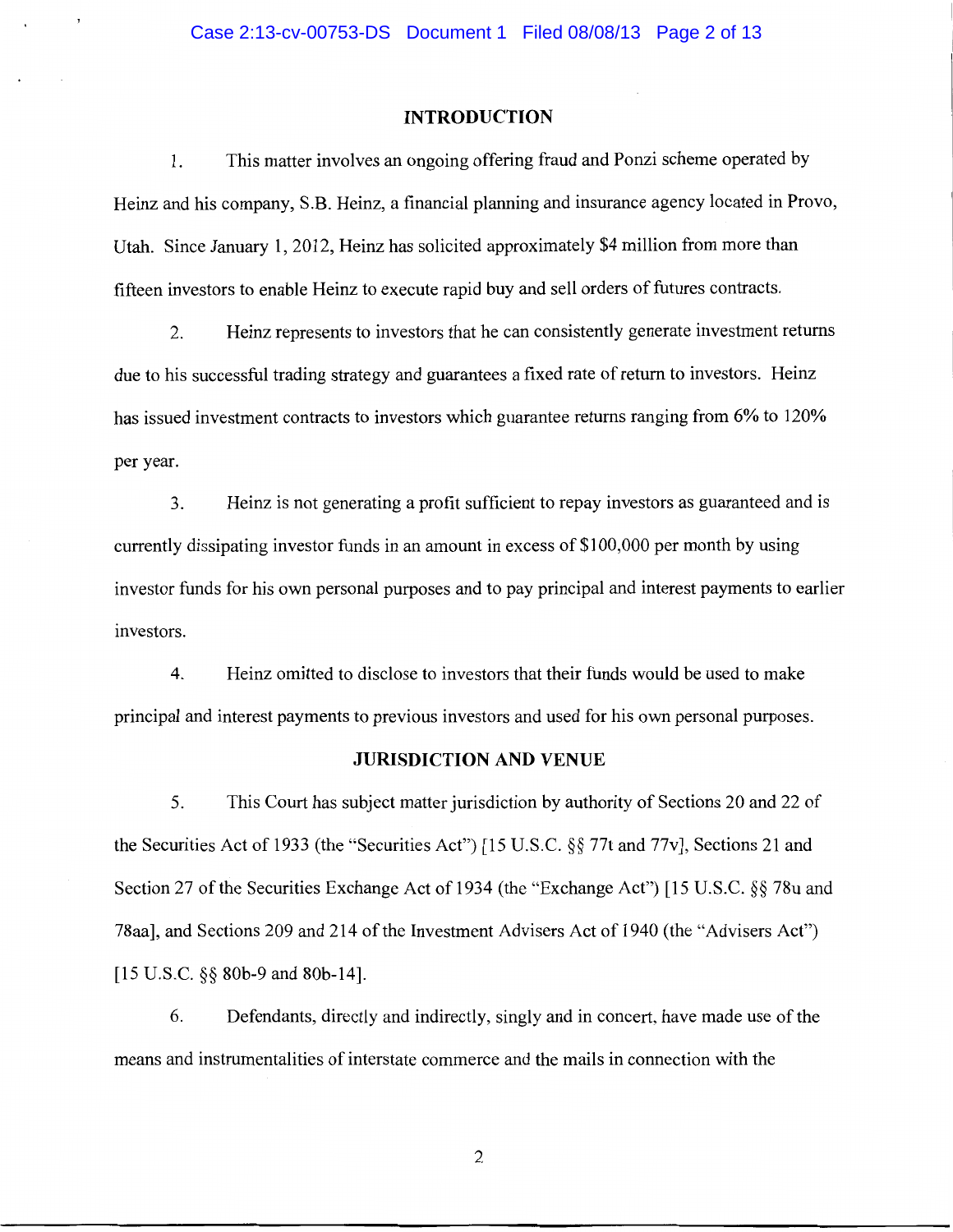## INTRODUCTION

1. This matter involves an ongoing offering fraud and Ponzi scheme operated by Heinz and his company, S.B. Heinz, a financial planning and insurance agency located in Provo, Utah. Since January 1, 2012, Heinz has solicited approximately $4 million from more than fifteen investors to enable Heinz to execute rapid buy and sell orders of futures contracts.

2. Heinz represents to investors that he can consistently generate investment returns due to his successful trading strategy and guarantees a fixed rate of return to investors. Heinz has issued investment contracts to investors which guarantee returns ranging from 6% to 120% per year.

3. Heinz is not generating a profit sufficient to repay investors as guaranteed and is currently dissipating investor funds in an amount in excess of $100,000 per month by using investor funds for his own personal purposes and to pay principal and interest payments to earlier investors.

4. Heinz omitted to disclose to investors that their funds would be used to make principal and interest payments to previous investors and used for his own personal purposes.

## JURISDICTION AND VENUE

5. This Court has subject matter jurisdiction by authority of Sections 20 and 22 of the Securities Act of 1933 (the "Securities Act") [15 U.S.C. §§ 77t and 77v], Sections 21 and Section 27 of the Securities Exchange Act of 1934 (the "Exchange Act") [15 U.S.C. §§ 78u and 78aa], and Sections 209 and 214 of the Investment Advisers Act of 1940 (the "Advisers Act") [15 U.S.C. §§ 80b-9 and 80b-14].

6. Defendants, directly and indirectly, singly and in concert, have made use of the means and instrumentalities of interstate commerce and the mails in connection with the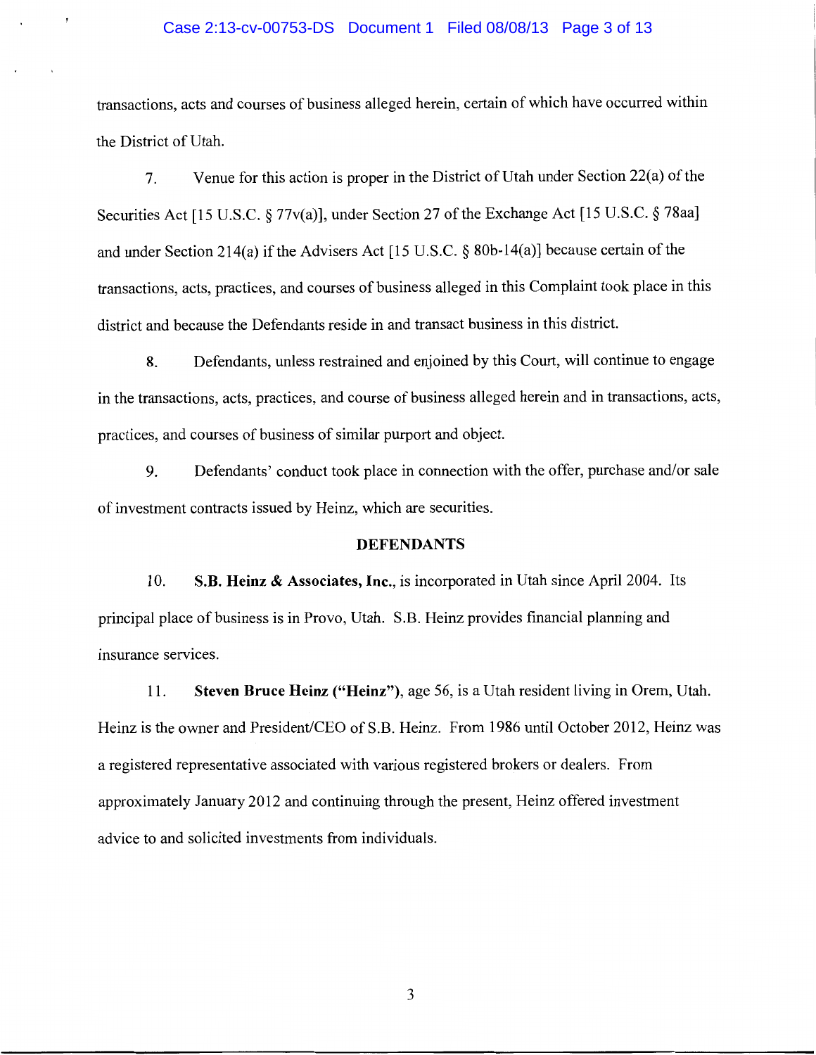transactions, acts and courses of business alleged herein, certain of which have occurred within the District of Utah.

7. Venue for this action is proper in the District of Utah under Section 22(a) of the Securities Act [15 U.S.C. § 77v(a)], under Section 27 of the Exchange Act [15 U.S.C. § 78aa] and under Section 214(a) if the Advisers Act [15 U.S.C. § 80b-14(a)] because certain of the transactions, acts, practices, and courses of business alleged in this Complaint took place in this district and because the Defendants reside in and transact business in this district.

8. Defendants, unless restrained and enjoined by this Court, will continue to engage in the transactions, acts, practices, and course of business alleged herein and in transactions, acts, practices, and courses of business of similar purport and object.

9. Defendants' conduct took place in connection with the offer, purchase and/or sale of investment contracts issued by Heinz, which are securities.

## DEFENDANTS

10. **S.B. Heinz & Associates, Inc.**, is incorporated in Utah since April 2004. Its principal place of business is in Provo, Utah. S.B. Heinz provides financial planning and insurance services.

11. **Steven Bruce Heinz ("Heinz")**, age 56, is a Utah resident living in Orem, Utah. Heinz is the owner and President/CEO of S.B. Heinz. From 1986 until October 2012, Heinz was a registered representative associated with various registered brokers or dealers. From approximately January 2012 and continuing through the present, Heinz offered investment advice to and solicited investments from individuals.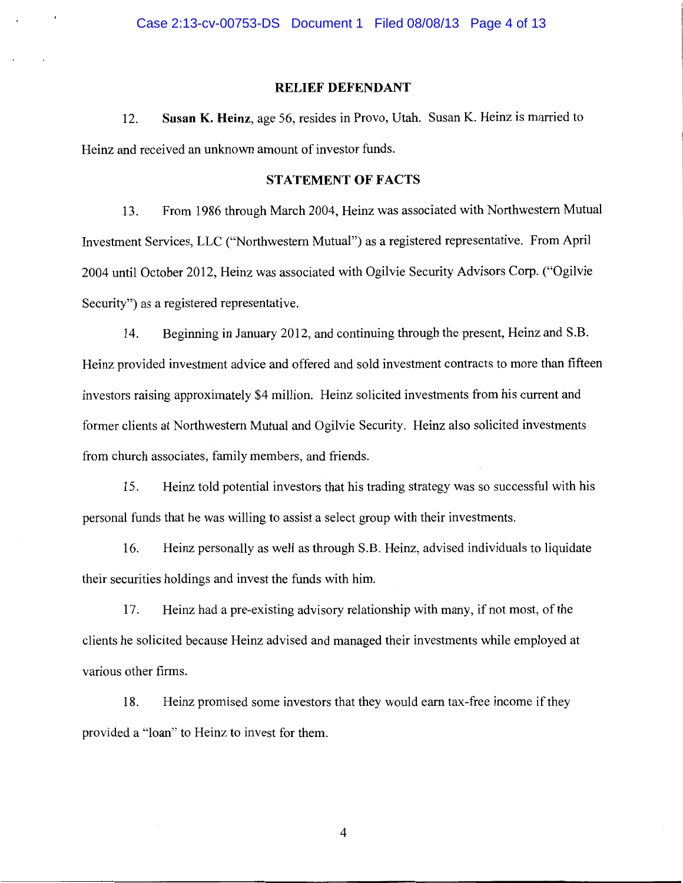## RELIEF DEFENDANT

12. **Susan K. Heinz**, age 56, resides in Provo, Utah. Susan K. Heinz is married to Heinz and received an unknown amount of investor funds.

## STATEMENT OF FACTS

13. From 1986 through March 2004, Heinz was associated with Northwestern Mutual Investment Services, LLC ("Northwestern Mutual") as a registered representative. From April 2004 until October 2012, Heinz was associated with Ogilvie Security Advisors Corp. ("Ogilvie Security") as a registered representative.

14. Beginning in January 2012, and continuing through the present, Heinz and S.B. Heinz provided investment advice and offered and sold investment contracts to more than fifteen investors raising approximately $4 million. Heinz solicited investments from his current and former clients at Northwestern Mutual and Ogilvie Security. Heinz also solicited investments from church associates, family members, and friends.

15. Heinz told potential investors that his trading strategy was so successful with his personal funds that he was willing to assist a select group with their investments.

16. Heinz personally as well as through S.B. Heinz, advised individuals to liquidate their securities holdings and invest the funds with him.

17. Heinz had a pre-existing advisory relationship with many, if not most, of the clients he solicited because Heinz advised and managed their investments while employed at various other firms.

18. Heinz promised some investors that they would earn tax-free income if they provided a "loan" to Heinz to invest for them.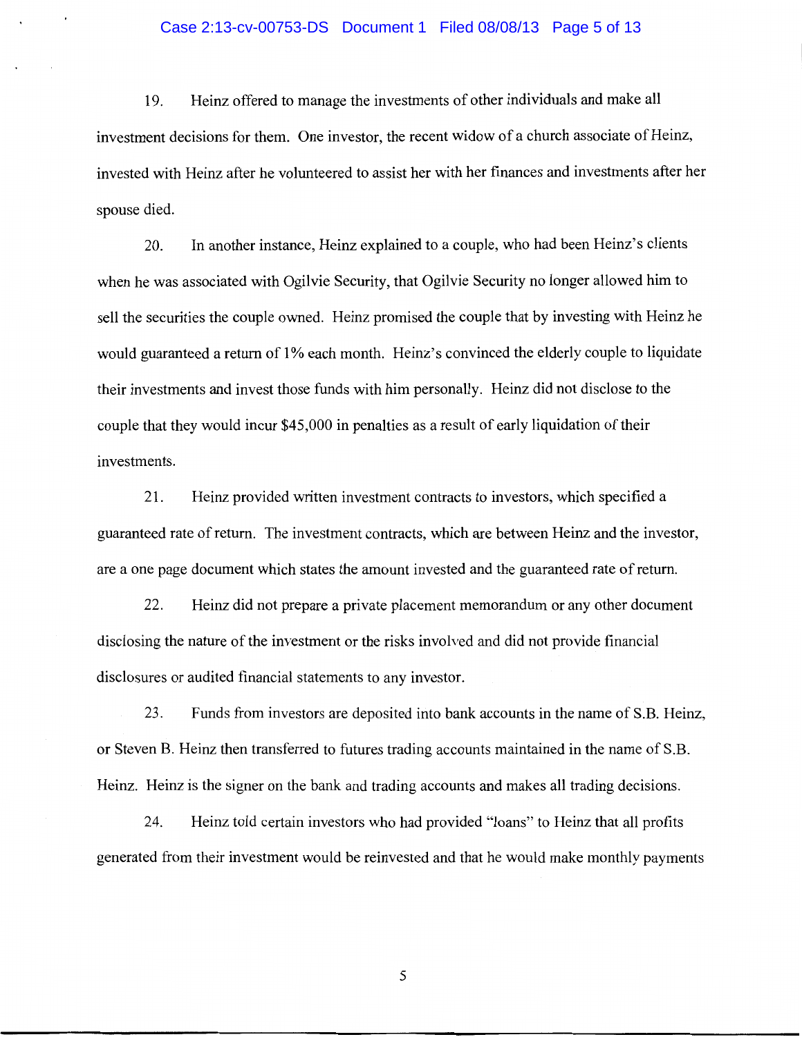19. Heinz offered to manage the investments of other individuals and make all investment decisions for them. One investor, the recent widow of a church associate of Heinz, invested with Heinz after he volunteered to assist her with her finances and investments after her spouse died.

20. In another instance, Heinz explained to a couple, who had been Heinz's clients when he was associated with Ogilvie Security, that Ogilvie Security no longer allowed him to sell the securities the couple owned. Heinz promised the couple that by investing with Heinz he would guaranteed a return of 1% each month. Heinz's convinced the elderly couple to liquidate their investments and invest those funds with him personally. Heinz did not disclose to the couple that they would incur $45,000 in penalties as a result of early liquidation of their investments.

21. Heinz provided written investment contracts to investors, which specified a guaranteed rate of return. The investment contracts, which are between Heinz and the investor, are a one page document which states the amount invested and the guaranteed rate of return.

22. Heinz did not prepare a private placement memorandum or any other document disclosing the nature of the investment or the risks involved and did not provide financial disclosures or audited financial statements to any investor.

23. Funds from investors are deposited into bank accounts in the name of S.B. Heinz, or Steven B. Heinz then transferred to futures trading accounts maintained in the name of S.B. Heinz. Heinz is the signer on the bank and trading accounts and makes all trading decisions.

24. Heinz told certain investors who had provided "loans" to Heinz that all profits generated from their investment would be reinvested and that he would make monthly payments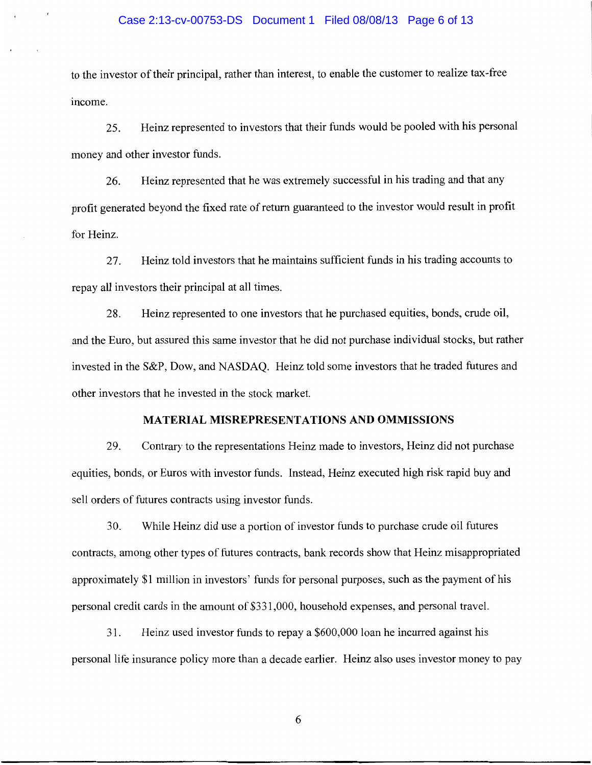to the investor of their principal, rather than interest, to enable the customer to realize tax-free income.

25. Heinz represented to investors that their funds would be pooled with his personal money and other investor funds.

26. Heinz represented that he was extremely successful in his trading and that any profit generated beyond the fixed rate of return guaranteed to the investor would result in profit for Heinz.

27. Heinz told investors that he maintains sufficient funds in his trading accounts to repay all investors their principal at all times.

28. Heinz represented to one investors that he purchased equities, bonds, crude oil, and the Euro, but assured this same investor that he did not purchase individual stocks, but rather invested in the S&P, Dow, and NASDAQ. Heinz told some investors that he traded futures and other investors that he invested in the stock market.

## MATERIAL MISREPRESENTATIONS AND OMMISSIONS

29. Contrary to the representations Heinz made to investors, Heinz did not purchase equities, bonds, or Euros with investor funds. Instead, Heinz executed high risk rapid buy and sell orders of futures contracts using investor funds.

30. While Heinz did use a portion of investor funds to purchase crude oil futures contracts, among other types of futures contracts, bank records show that Heinz misappropriated approximately $1 million in investors' funds for personal purposes, such as the payment of his personal credit cards in the amount of $331,000, household expenses, and personal travel.

31. Heinz used investor funds to repay a $600,000 loan he incurred against his personal life insurance policy more than a decade earlier. Heinz also uses investor money to pay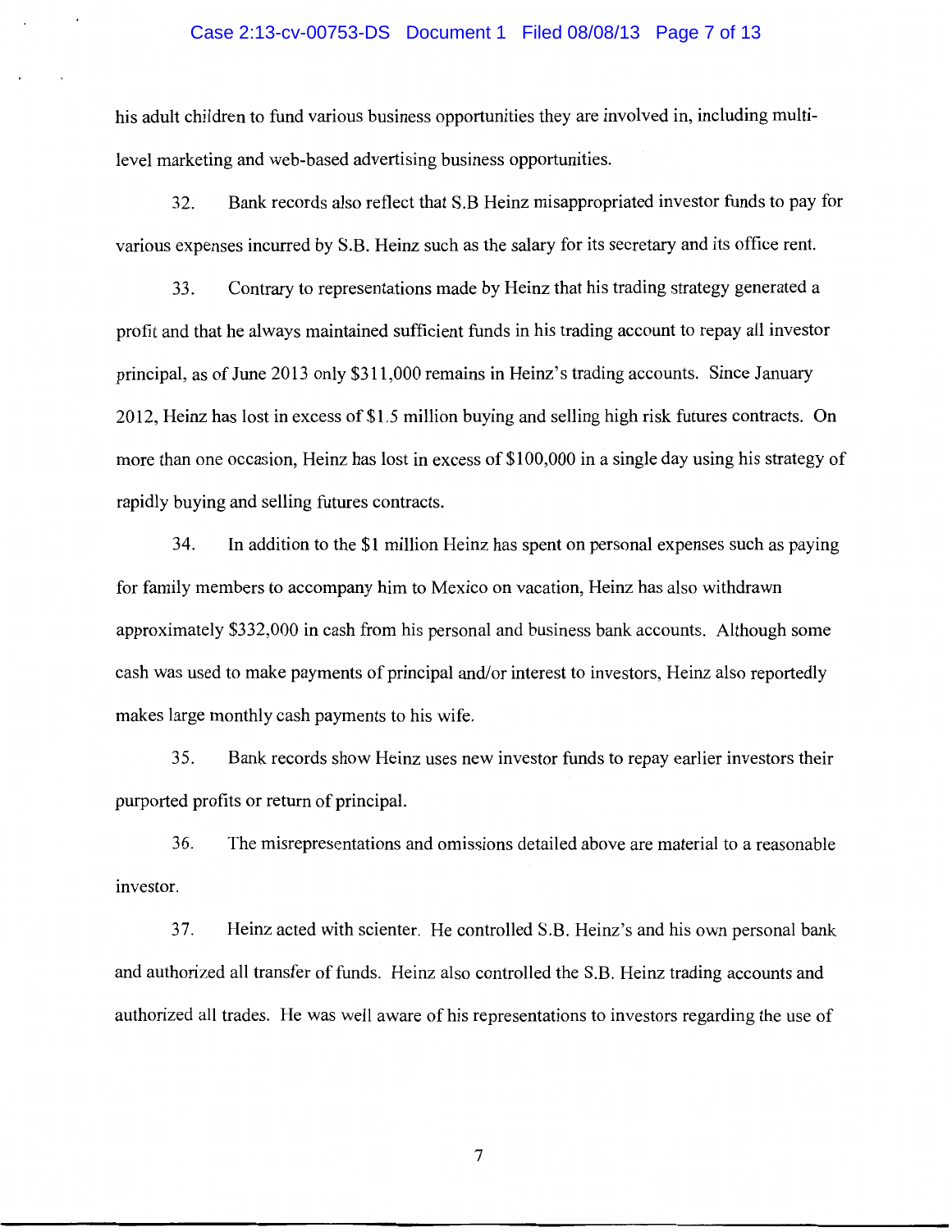his adult children to fund various business opportunities they are involved in, including multi-level marketing and web-based advertising business opportunities.

32. Bank records also reflect that S.B Heinz misappropriated investor funds to pay for various expenses incurred by S.B. Heinz such as the salary for its secretary and its office rent.

33. Contrary to representations made by Heinz that his trading strategy generated a profit and that he always maintained sufficient funds in his trading account to repay all investor principal, as of June 2013 only $311,000 remains in Heinz's trading accounts. Since January 2012, Heinz has lost in excess of $1.5 million buying and selling high risk futures contracts. On more than one occasion, Heinz has lost in excess of $100,000 in a single day using his strategy of rapidly buying and selling futures contracts.

34. In addition to the $1 million Heinz has spent on personal expenses such as paying for family members to accompany him to Mexico on vacation, Heinz has also withdrawn approximately $332,000 in cash from his personal and business bank accounts. Although some cash was used to make payments of principal and/or interest to investors, Heinz also reportedly makes large monthly cash payments to his wife.

35. Bank records show Heinz uses new investor funds to repay earlier investors their purported profits or return of principal.

36. The misrepresentations and omissions detailed above are material to a reasonable investor.

37. Heinz acted with scienter. He controlled S.B. Heinz's and his own personal bank and authorized all transfer of funds. Heinz also controlled the S.B. Heinz trading accounts and authorized all trades. He was well aware of his representations to investors regarding the use of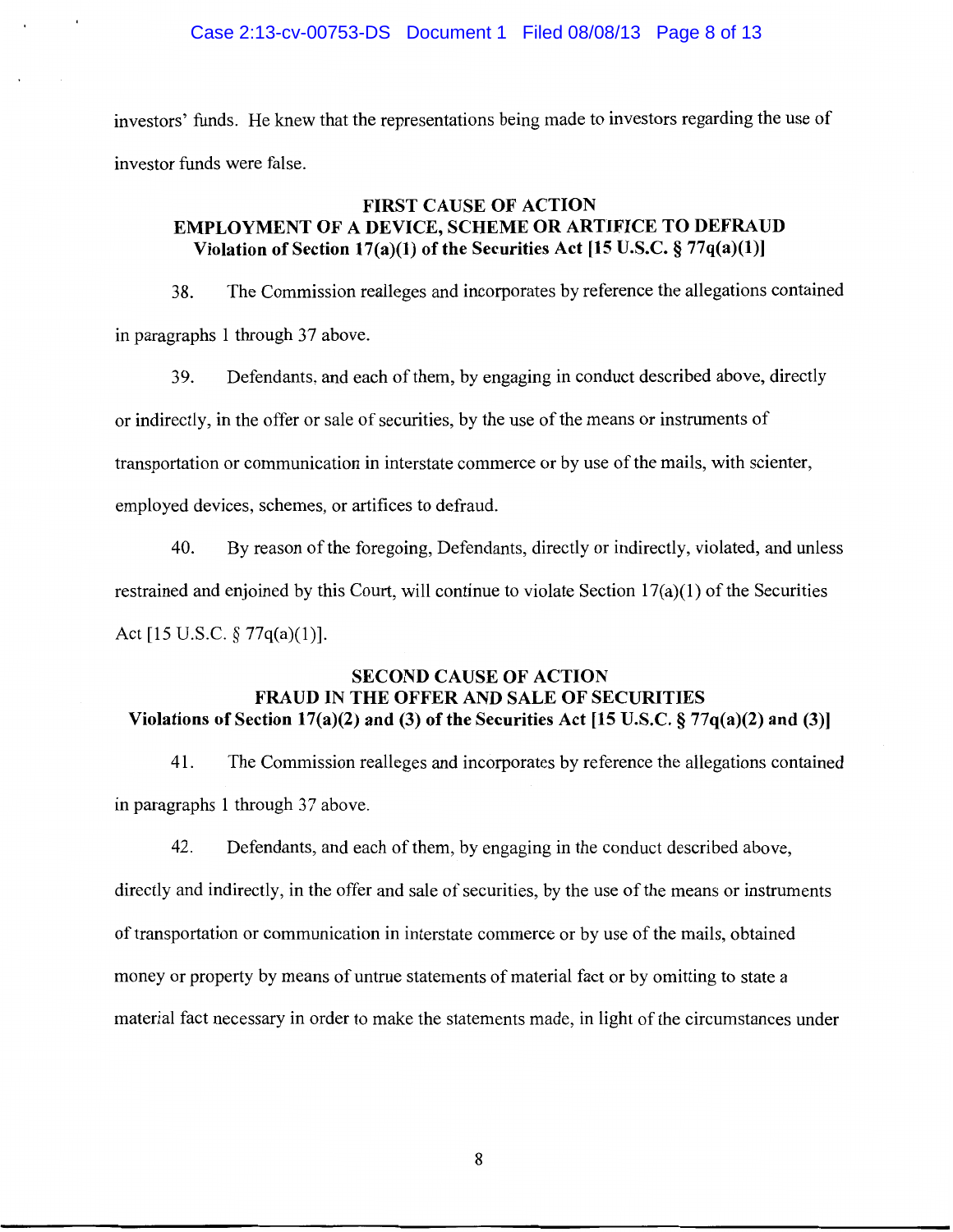investors' funds. He knew that the representations being made to investors regarding the use of investor funds were false.

## FIRST CAUSE OF ACTION
## EMPLOYMENT OF A DEVICE, SCHEME OR ARTIFICE TO DEFRAUD
### Violation of Section 17(a)(1) of the Securities Act [15 U.S.C. § 77q(a)(1)]

38. The Commission realleges and incorporates by reference the allegations contained in paragraphs 1 through 37 above.

39. Defendants, and each of them, by engaging in conduct described above, directly or indirectly, in the offer or sale of securities, by the use of the means or instruments of transportation or communication in interstate commerce or by use of the mails, with scienter, employed devices, schemes, or artifices to defraud.

40. By reason of the foregoing, Defendants, directly or indirectly, violated, and unless restrained and enjoined by this Court, will continue to violate Section 17(a)(1) of the Securities Act [15 U.S.C. § 77q(a)(1)].

## SECOND CAUSE OF ACTION
## FRAUD IN THE OFFER AND SALE OF SECURITIES
### Violations of Section 17(a)(2) and (3) of the Securities Act [15 U.S.C. § 77q(a)(2) and (3)]

41. The Commission realleges and incorporates by reference the allegations contained in paragraphs 1 through 37 above.

42. Defendants, and each of them, by engaging in the conduct described above, directly and indirectly, in the offer and sale of securities, by the use of the means or instruments of transportation or communication in interstate commerce or by use of the mails, obtained money or property by means of untrue statements of material fact or by omitting to state a material fact necessary in order to make the statements made, in light of the circumstances under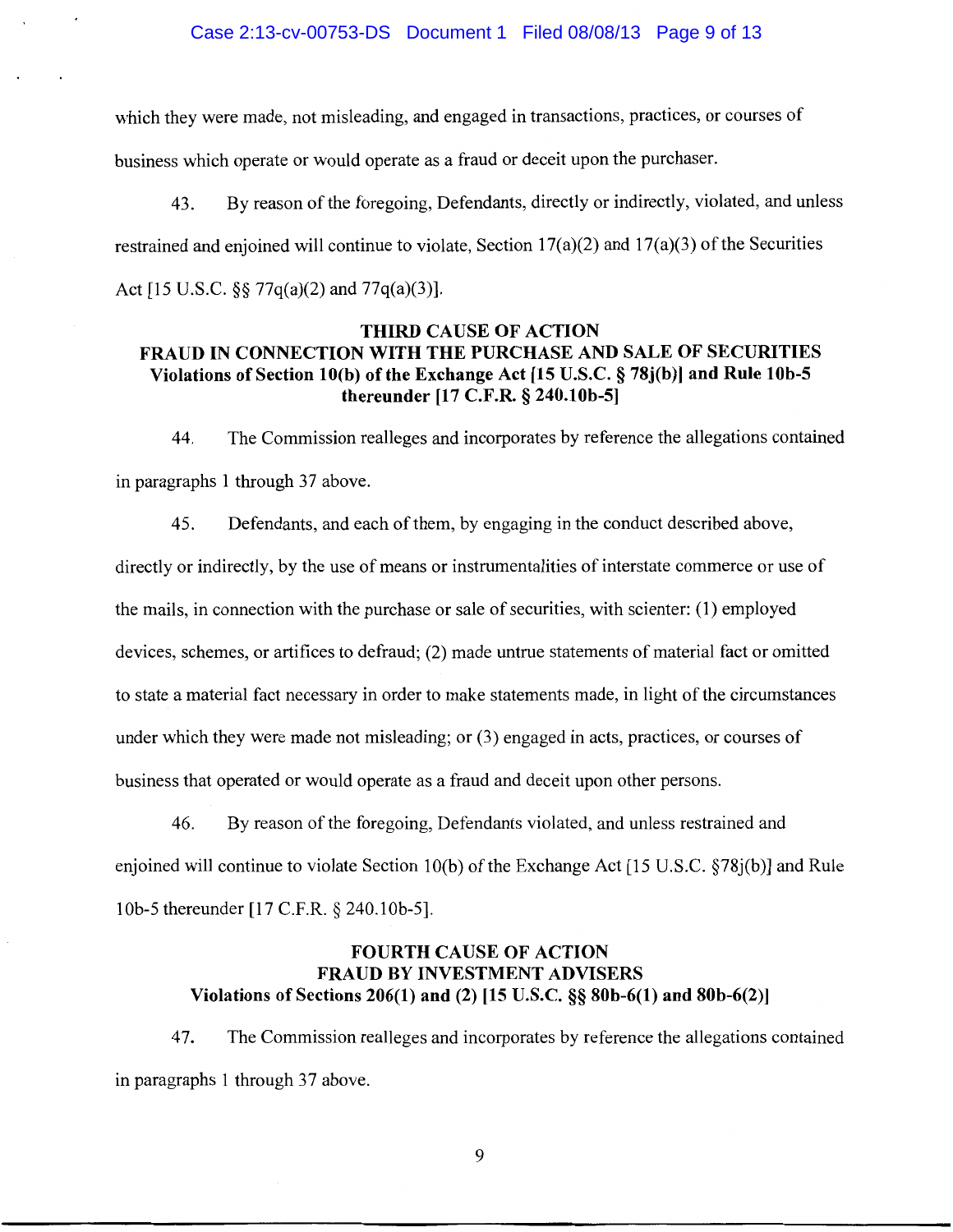which they were made, not misleading, and engaged in transactions, practices, or courses of business which operate or would operate as a fraud or deceit upon the purchaser.

43. By reason of the foregoing, Defendants, directly or indirectly, violated, and unless restrained and enjoined will continue to violate, Section 17(a)(2) and 17(a)(3) of the Securities Act [15 U.S.C. §§ 77q(a)(2) and 77q(a)(3)].

**THIRD CAUSE OF ACTION**
**FRAUD IN CONNECTION WITH THE PURCHASE AND SALE OF SECURITIES**
**Violations of Section 10(b) of the Exchange Act [15 U.S.C. § 78j(b)] and Rule 10b-5 thereunder [17 C.F.R. § 240.10b-5]**

44. The Commission realleges and incorporates by reference the allegations contained in paragraphs 1 through 37 above.

45. Defendants, and each of them, by engaging in the conduct described above, directly or indirectly, by the use of means or instrumentalities of interstate commerce or use of the mails, in connection with the purchase or sale of securities, with scienter: (1) employed devices, schemes, or artifices to defraud; (2) made untrue statements of material fact or omitted to state a material fact necessary in order to make statements made, in light of the circumstances under which they were made not misleading; or (3) engaged in acts, practices, or courses of business that operated or would operate as a fraud and deceit upon other persons.

46. By reason of the foregoing, Defendants violated, and unless restrained and enjoined will continue to violate Section 10(b) of the Exchange Act [15 U.S.C. §78j(b)] and Rule 10b-5 thereunder [17 C.F.R. § 240.10b-5].

**FOURTH CAUSE OF ACTION**
**FRAUD BY INVESTMENT ADVISERS**
**Violations of Sections 206(1) and (2) [15 U.S.C. §§ 80b-6(1) and 80b-6(2)]**

47. The Commission realleges and incorporates by reference the allegations contained in paragraphs 1 through 37 above.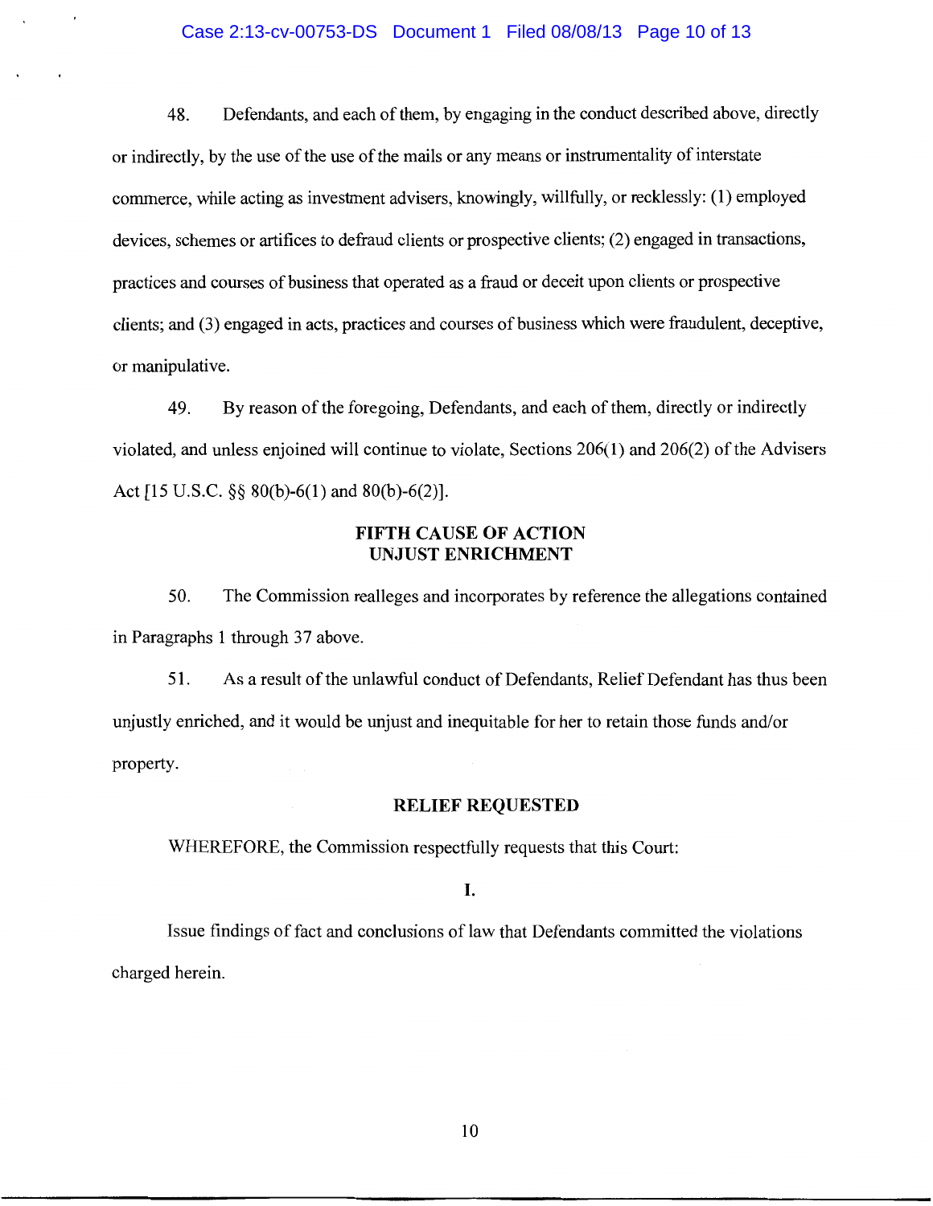48. Defendants, and each of them, by engaging in the conduct described above, directly or indirectly, by the use of the use of the mails or any means or instrumentality of interstate commerce, while acting as investment advisers, knowingly, willfully, or recklessly: (1) employed devices, schemes or artifices to defraud clients or prospective clients; (2) engaged in transactions, practices and courses of business that operated as a fraud or deceit upon clients or prospective clients; and (3) engaged in acts, practices and courses of business which were fraudulent, deceptive, or manipulative.

49. By reason of the foregoing, Defendants, and each of them, directly or indirectly violated, and unless enjoined will continue to violate, Sections 206(1) and 206(2) of the Advisers Act [15 U.S.C. §§ 80(b)-6(1) and 80(b)-6(2)].

**FIFTH CAUSE OF ACTION**
**UNJUST ENRICHMENT**

50. The Commission realleges and incorporates by reference the allegations contained in Paragraphs 1 through 37 above.

51. As a result of the unlawful conduct of Defendants, Relief Defendant has thus been unjustly enriched, and it would be unjust and inequitable for her to retain those funds and/or property.

**RELIEF REQUESTED**

WHEREFORE, the Commission respectfully requests that this Court:

**I.**

Issue findings of fact and conclusions of law that Defendants committed the violations charged herein.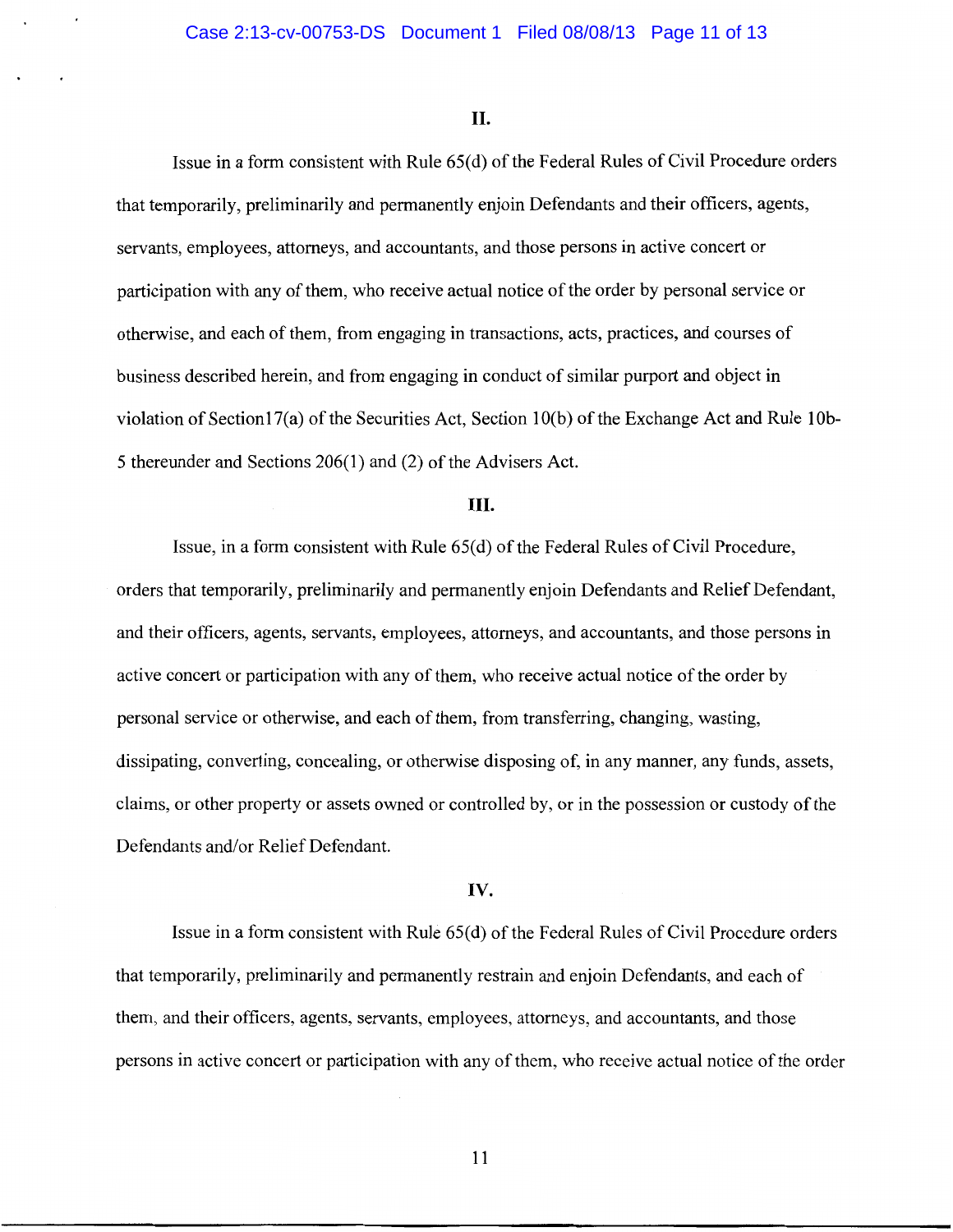## II.

Issue in a form consistent with Rule 65(d) of the Federal Rules of Civil Procedure orders that temporarily, preliminarily and permanently enjoin Defendants and their officers, agents, servants, employees, attorneys, and accountants, and those persons in active concert or participation with any of them, who receive actual notice of the order by personal service or otherwise, and each of them, from engaging in transactions, acts, practices, and courses of business described herein, and from engaging in conduct of similar purport and object in violation of Section17(a) of the Securities Act, Section 10(b) of the Exchange Act and Rule 10b-5 thereunder and Sections 206(1) and (2) of the Advisers Act.

## III.

Issue, in a form consistent with Rule 65(d) of the Federal Rules of Civil Procedure, orders that temporarily, preliminarily and permanently enjoin Defendants and Relief Defendant, and their officers, agents, servants, employees, attorneys, and accountants, and those persons in active concert or participation with any of them, who receive actual notice of the order by personal service or otherwise, and each of them, from transferring, changing, wasting, dissipating, converting, concealing, or otherwise disposing of, in any manner, any funds, assets, claims, or other property or assets owned or controlled by, or in the possession or custody of the Defendants and/or Relief Defendant.

## IV.

Issue in a form consistent with Rule 65(d) of the Federal Rules of Civil Procedure orders that temporarily, preliminarily and permanently restrain and enjoin Defendants, and each of them, and their officers, agents, servants, employees, attorneys, and accountants, and those persons in active concert or participation with any of them, who receive actual notice of the order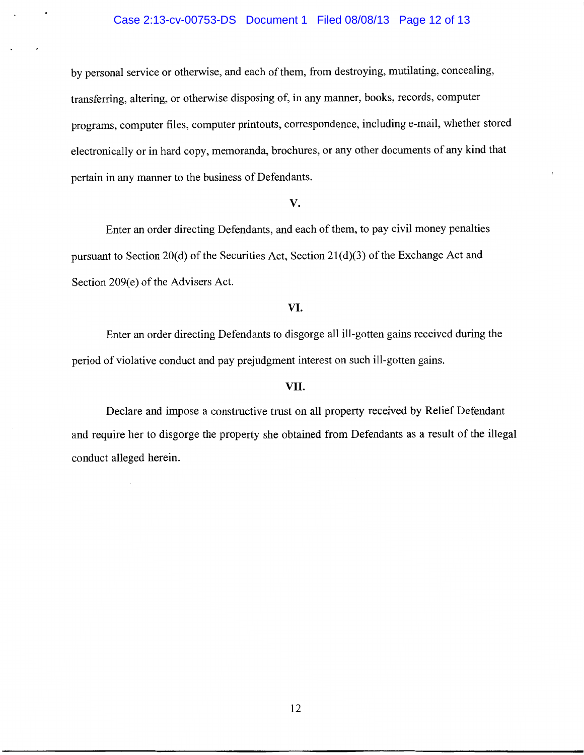by personal service or otherwise, and each of them, from destroying, mutilating, concealing, transferring, altering, or otherwise disposing of, in any manner, books, records, computer programs, computer files, computer printouts, correspondence, including e-mail, whether stored electronically or in hard copy, memoranda, brochures, or any other documents of any kind that pertain in any manner to the business of Defendants.

**V.**

Enter an order directing Defendants, and each of them, to pay civil money penalties pursuant to Section 20(d) of the Securities Act, Section 21(d)(3) of the Exchange Act and Section 209(e) of the Advisers Act.

**VI.**

Enter an order directing Defendants to disgorge all ill-gotten gains received during the period of violative conduct and pay prejudgment interest on such ill-gotten gains.

**VII.**

Declare and impose a constructive trust on all property received by Relief Defendant and require her to disgorge the property she obtained from Defendants as a result of the illegal conduct alleged herein.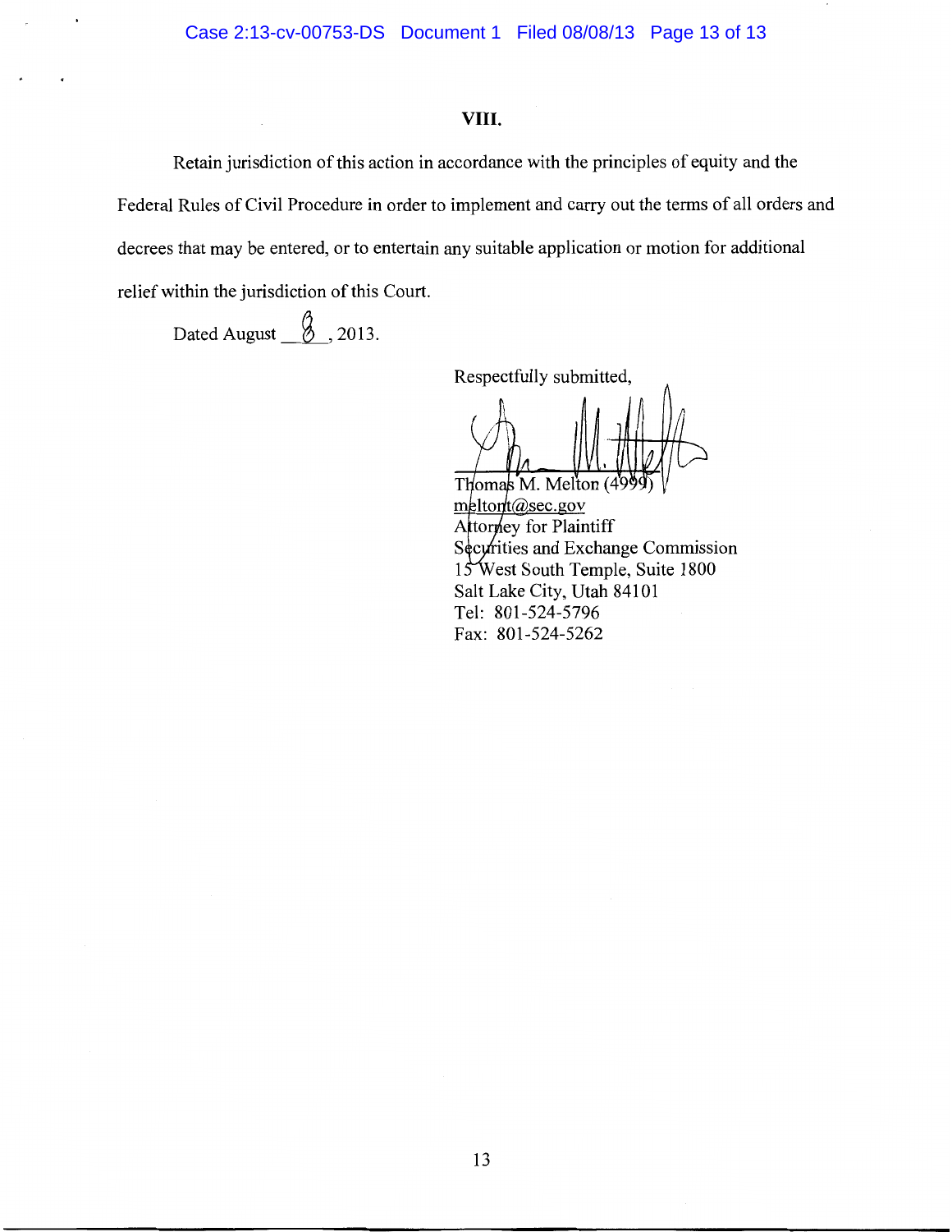## VIII.

Retain jurisdiction of this action in accordance with the principles of equity and the Federal Rules of Civil Procedure in order to implement and carry out the terms of all orders and decrees that may be entered, or to entertain any suitable application or motion for additional relief within the jurisdiction of this Court.

Dated August 8, 2013.

Respectfully submitted,

Thomas M. Melton (4999)
meltont@sec.gov
Attorney for Plaintiff
Securities and Exchange Commission
15 West South Temple, Suite 1800
Salt Lake City, Utah 84101
Tel: 801-524-5796
Fax: 801-524-5262